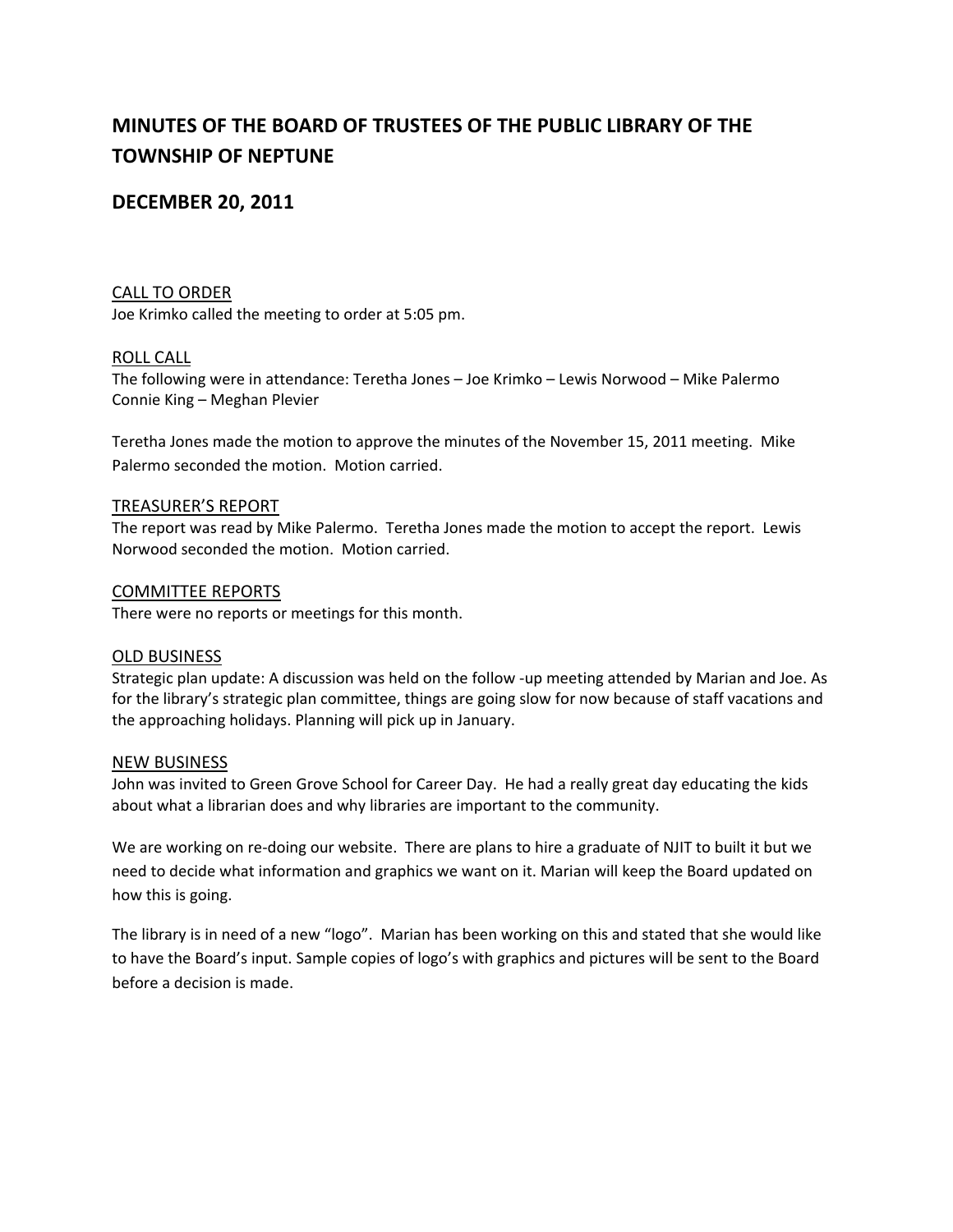# MINUTES OF THE BOARD OF TRUSTEES OF THE PUBLIC LIBRARY OF THE TOWNSHIP OF NEPTUNE

## DECEMBER 20, 2011

### CALL TO ORDER

Joe Krimko called the meeting to order at 5:05 pm.

### ROLL CALL

The following were in attendance: Teretha Jones – Joe Krimko – Lewis Norwood – Mike Palermo
Connie King – Meghan Plevier

Teretha Jones made the motion to approve the minutes of the November 15, 2011 meeting. Mike Palermo seconded the motion. Motion carried.

### TREASURER'S REPORT

The report was read by Mike Palermo. Teretha Jones made the motion to accept the report. Lewis Norwood seconded the motion. Motion carried.

### COMMITTEE REPORTS

There were no reports or meetings for this month.

### OLD BUSINESS

Strategic plan update: A discussion was held on the follow -up meeting attended by Marian and Joe. As for the library's strategic plan committee, things are going slow for now because of staff vacations and the approaching holidays. Planning will pick up in January.

### NEW BUSINESS

John was invited to Green Grove School for Career Day. He had a really great day educating the kids about what a librarian does and why libraries are important to the community.

We are working on re-doing our website. There are plans to hire a graduate of NJIT to built it but we need to decide what information and graphics we want on it. Marian will keep the Board updated on how this is going.

The library is in need of a new "logo". Marian has been working on this and stated that she would like to have the Board's input. Sample copies of logo's with graphics and pictures will be sent to the Board before a decision is made.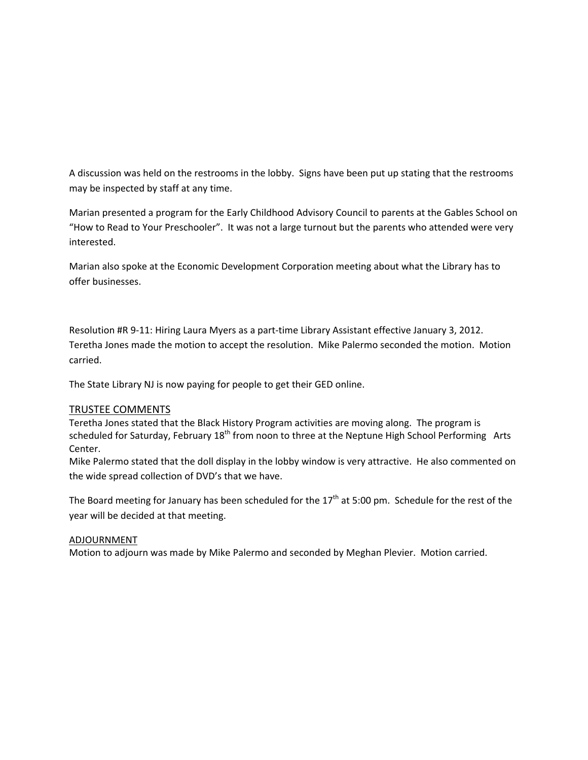A discussion was held on the restrooms in the lobby. Signs have been put up stating that the restrooms may be inspected by staff at any time.

Marian presented a program for the Early Childhood Advisory Council to parents at the Gables School on "How to Read to Your Preschooler". It was not a large turnout but the parents who attended were very interested.

Marian also spoke at the Economic Development Corporation meeting about what the Library has to offer businesses.

Resolution #R 9-11: Hiring Laura Myers as a part-time Library Assistant effective January 3, 2012. Teretha Jones made the motion to accept the resolution. Mike Palermo seconded the motion. Motion carried.

The State Library NJ is now paying for people to get their GED online.

## TRUSTEE COMMENTS

Teretha Jones stated that the Black History Program activities are moving along. The program is scheduled for Saturday, February 18th from noon to three at the Neptune High School Performing Arts Center.

Mike Palermo stated that the doll display in the lobby window is very attractive. He also commented on the wide spread collection of DVD's that we have.

The Board meeting for January has been scheduled for the 17th at 5:00 pm. Schedule for the rest of the year will be decided at that meeting.

## ADJOURNMENT

Motion to adjourn was made by Mike Palermo and seconded by Meghan Plevier. Motion carried.